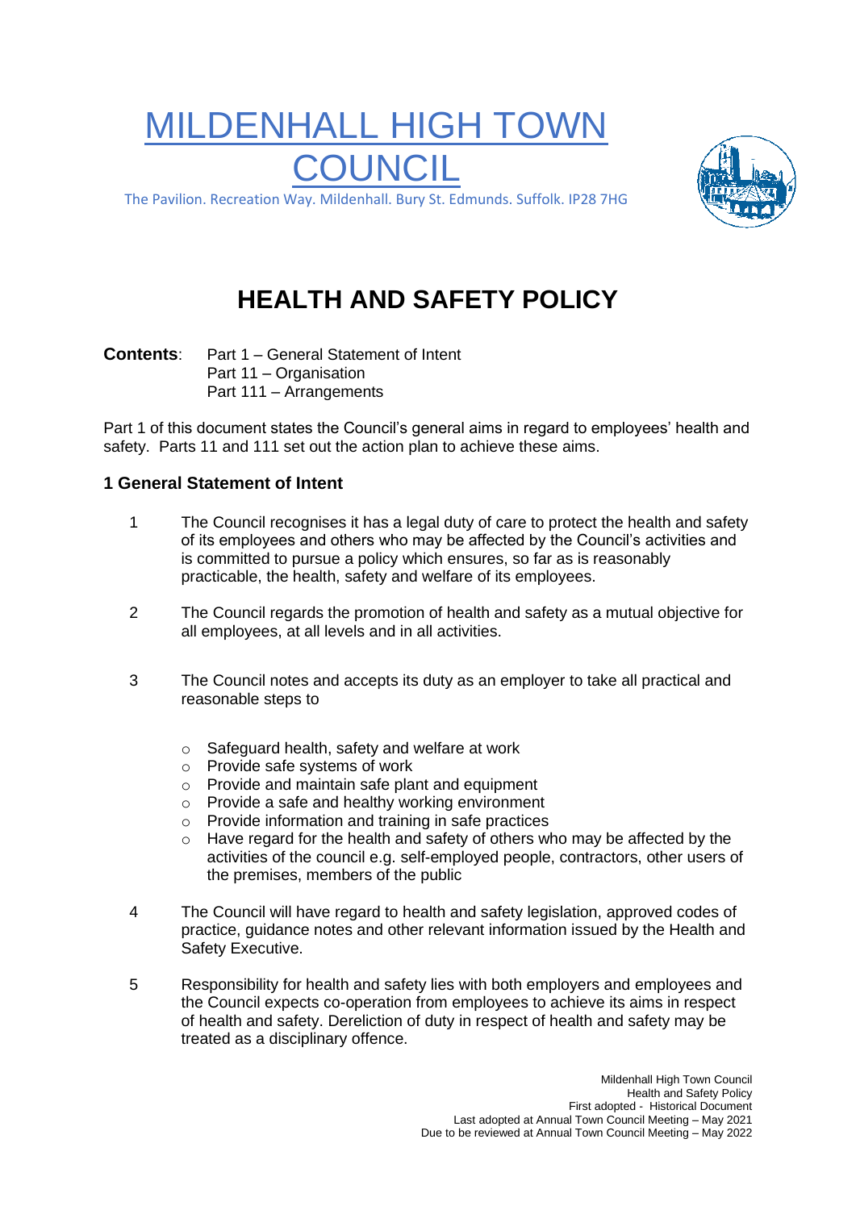# MILDENHALL HIGH TOWN COUNCIL

The Pavilion. Recreation Way. Mildenhall. Bury St. Edmunds. Suffolk. IP28 7HG

## HEALTH AND SAFETY POLICY

**Contents**: Part 1 – General Statement of Intent
Part 11 – Organisation
Part 111 – Arrangements

Part 1 of this document states the Council's general aims in regard to employees' health and safety. Parts 11 and 111 set out the action plan to achieve these aims.

### 1 General Statement of Intent

1. The Council recognises it has a legal duty of care to protect the health and safety of its employees and others who may be affected by the Council's activities and is committed to pursue a policy which ensures, so far as is reasonably practicable, the health, safety and welfare of its employees.

2. The Council regards the promotion of health and safety as a mutual objective for all employees, at all levels and in all activities.

3. The Council notes and accepts its duty as an employer to take all practical and reasonable steps to

   - Safeguard health, safety and welfare at work
   - Provide safe systems of work
   - Provide and maintain safe plant and equipment
   - Provide a safe and healthy working environment
   - Provide information and training in safe practices
   - Have regard for the health and safety of others who may be affected by the activities of the council e.g. self-employed people, contractors, other users of the premises, members of the public

4. The Council will have regard to health and safety legislation, approved codes of practice, guidance notes and other relevant information issued by the Health and Safety Executive.

5. Responsibility for health and safety lies with both employers and employees and the Council expects co-operation from employees to achieve its aims in respect of health and safety. Dereliction of duty in respect of health and safety may be treated as a disciplinary offence.

Mildenhall High Town Council
Health and Safety Policy
First adopted - Historical Document
Last adopted at Annual Town Council Meeting – May 2021
Due to be reviewed at Annual Town Council Meeting – May 2022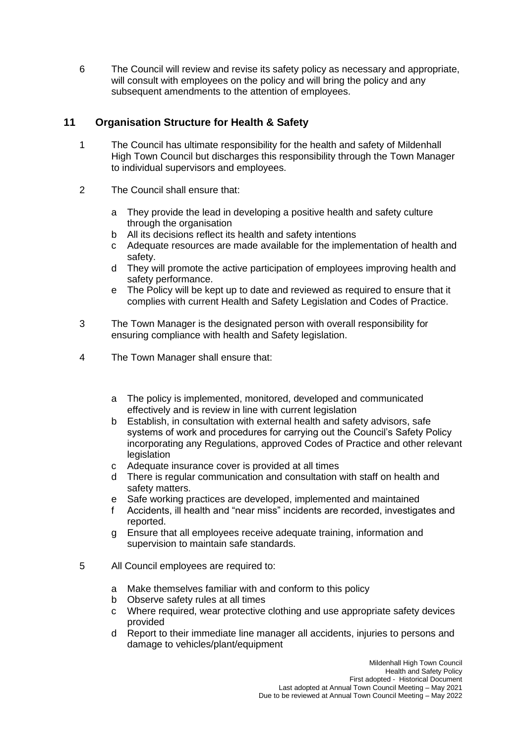6 The Council will review and revise its safety policy as necessary and appropriate, will consult with employees on the policy and will bring the policy and any subsequent amendments to the attention of employees.

## 11 Organisation Structure for Health & Safety

1 The Council has ultimate responsibility for the health and safety of Mildenhall High Town Council but discharges this responsibility through the Town Manager to individual supervisors and employees.

2 The Council shall ensure that:

- a They provide the lead in developing a positive health and safety culture through the organisation
- b All its decisions reflect its health and safety intentions
- c Adequate resources are made available for the implementation of health and safety.
- d They will promote the active participation of employees improving health and safety performance.
- e The Policy will be kept up to date and reviewed as required to ensure that it complies with current Health and Safety Legislation and Codes of Practice.

3 The Town Manager is the designated person with overall responsibility for ensuring compliance with health and Safety legislation.

4 The Town Manager shall ensure that:

- a The policy is implemented, monitored, developed and communicated effectively and is review in line with current legislation
- b Establish, in consultation with external health and safety advisors, safe systems of work and procedures for carrying out the Council's Safety Policy incorporating any Regulations, approved Codes of Practice and other relevant legislation
- c Adequate insurance cover is provided at all times
- d There is regular communication and consultation with staff on health and safety matters.
- e Safe working practices are developed, implemented and maintained
- f Accidents, ill health and "near miss" incidents are recorded, investigates and reported.
- g Ensure that all employees receive adequate training, information and supervision to maintain safe standards.

5 All Council employees are required to:

- a Make themselves familiar with and conform to this policy
- b Observe safety rules at all times
- c Where required, wear protective clothing and use appropriate safety devices provided
- d Report to their immediate line manager all accidents, injuries to persons and damage to vehicles/plant/equipment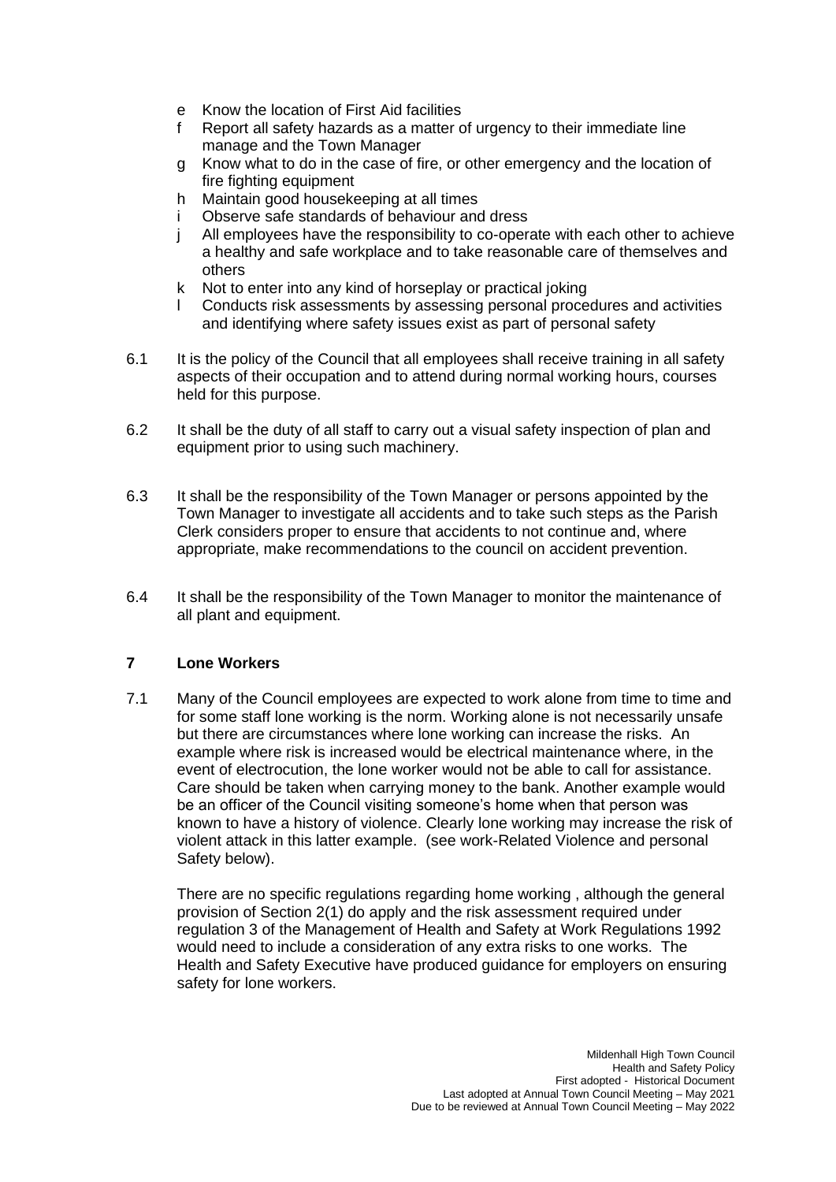e Know the location of First Aid facilities
f Report all safety hazards as a matter of urgency to their immediate line manage and the Town Manager
g Know what to do in the case of fire, or other emergency and the location of fire fighting equipment
h Maintain good housekeeping at all times
i Observe safe standards of behaviour and dress
j All employees have the responsibility to co-operate with each other to achieve a healthy and safe workplace and to take reasonable care of themselves and others
k Not to enter into any kind of horseplay or practical joking
l Conducts risk assessments by assessing personal procedures and activities and identifying where safety issues exist as part of personal safety

6.1 It is the policy of the Council that all employees shall receive training in all safety aspects of their occupation and to attend during normal working hours, courses held for this purpose.

6.2 It shall be the duty of all staff to carry out a visual safety inspection of plan and equipment prior to using such machinery.

6.3 It shall be the responsibility of the Town Manager or persons appointed by the Town Manager to investigate all accidents and to take such steps as the Parish Clerk considers proper to ensure that accidents to not continue and, where appropriate, make recommendations to the council on accident prevention.

6.4 It shall be the responsibility of the Town Manager to monitor the maintenance of all plant and equipment.

## 7 Lone Workers

7.1 Many of the Council employees are expected to work alone from time to time and for some staff lone working is the norm. Working alone is not necessarily unsafe but there are circumstances where lone working can increase the risks. An example where risk is increased would be electrical maintenance where, in the event of electrocution, the lone worker would not be able to call for assistance. Care should be taken when carrying money to the bank. Another example would be an officer of the Council visiting someone's home when that person was known to have a history of violence. Clearly lone working may increase the risk of violent attack in this latter example. (see work-Related Violence and personal Safety below).

There are no specific regulations regarding home working , although the general provision of Section 2(1) do apply and the risk assessment required under regulation 3 of the Management of Health and Safety at Work Regulations 1992 would need to include a consideration of any extra risks to one works. The Health and Safety Executive have produced guidance for employers on ensuring safety for lone workers.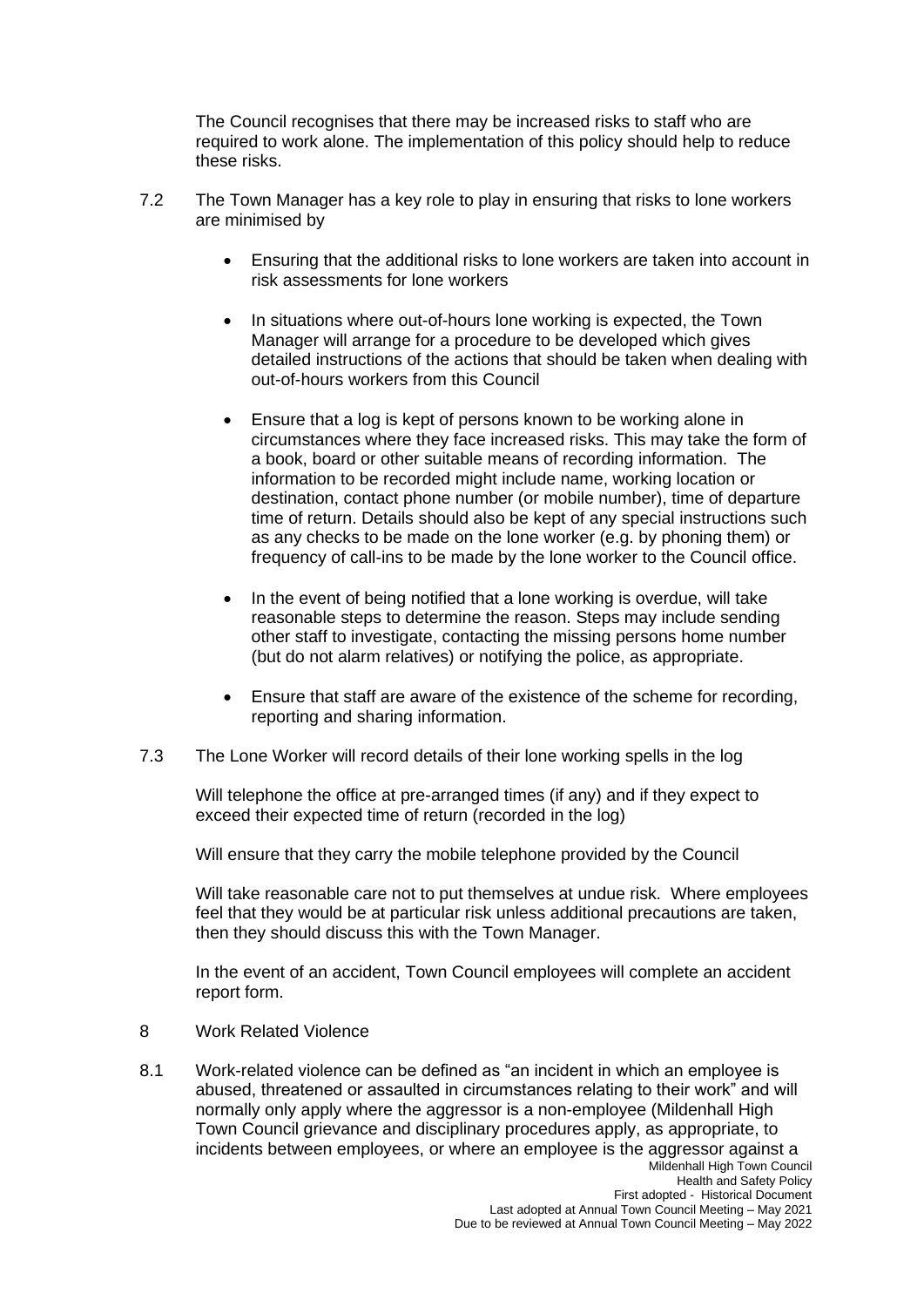The Council recognises that there may be increased risks to staff who are required to work alone. The implementation of this policy should help to reduce these risks.

7.2 The Town Manager has a key role to play in ensuring that risks to lone workers are minimised by

- Ensuring that the additional risks to lone workers are taken into account in risk assessments for lone workers

- In situations where out-of-hours lone working is expected, the Town Manager will arrange for a procedure to be developed which gives detailed instructions of the actions that should be taken when dealing with out-of-hours workers from this Council

- Ensure that a log is kept of persons known to be working alone in circumstances where they face increased risks. This may take the form of a book, board or other suitable means of recording information. The information to be recorded might include name, working location or destination, contact phone number (or mobile number), time of departure time of return. Details should also be kept of any special instructions such as any checks to be made on the lone worker (e.g. by phoning them) or frequency of call-ins to be made by the lone worker to the Council office.

- In the event of being notified that a lone working is overdue, will take reasonable steps to determine the reason. Steps may include sending other staff to investigate, contacting the missing persons home number (but do not alarm relatives) or notifying the police, as appropriate.

- Ensure that staff are aware of the existence of the scheme for recording, reporting and sharing information.

7.3 The Lone Worker will record details of their lone working spells in the log

Will telephone the office at pre-arranged times (if any) and if they expect to exceed their expected time of return (recorded in the log)

Will ensure that they carry the mobile telephone provided by the Council

Will take reasonable care not to put themselves at undue risk. Where employees feel that they would be at particular risk unless additional precautions are taken, then they should discuss this with the Town Manager.

In the event of an accident, Town Council employees will complete an accident report form.

8 Work Related Violence

8.1 Work-related violence can be defined as "an incident in which an employee is abused, threatened or assaulted in circumstances relating to their work" and will normally only apply where the aggressor is a non-employee (Mildenhall High Town Council grievance and disciplinary procedures apply, as appropriate, to incidents between employees, or where an employee is the aggressor against a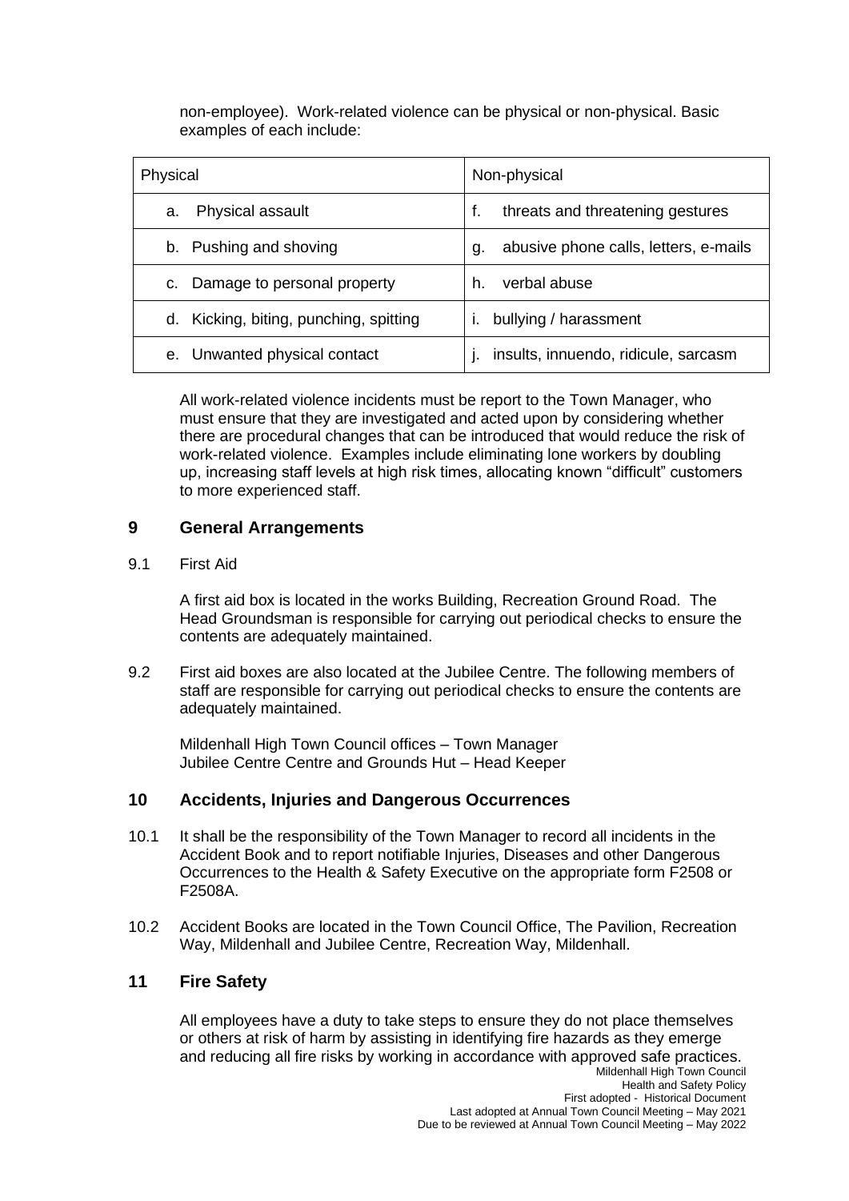non-employee). Work-related violence can be physical or non-physical. Basic examples of each include:

| Physical | Non-physical |
| --- | --- |
| a. Physical assault | f. threats and threatening gestures |
| b. Pushing and shoving | g. abusive phone calls, letters, e-mails |
| c. Damage to personal property | h. verbal abuse |
| d. Kicking, biting, punching, spitting | i. bullying / harassment |
| e. Unwanted physical contact | j. insults, innuendo, ridicule, sarcasm |

All work-related violence incidents must be report to the Town Manager, who must ensure that they are investigated and acted upon by considering whether there are procedural changes that can be introduced that would reduce the risk of work-related violence. Examples include eliminating lone workers by doubling up, increasing staff levels at high risk times, allocating known "difficult" customers to more experienced staff.

## 9 General Arrangements

9.1 First Aid

A first aid box is located in the works Building, Recreation Ground Road. The Head Groundsman is responsible for carrying out periodical checks to ensure the contents are adequately maintained.

9.2 First aid boxes are also located at the Jubilee Centre. The following members of staff are responsible for carrying out periodical checks to ensure the contents are adequately maintained.

Mildenhall High Town Council offices – Town Manager
Jubilee Centre Centre and Grounds Hut – Head Keeper

## 10 Accidents, Injuries and Dangerous Occurrences

10.1 It shall be the responsibility of the Town Manager to record all incidents in the Accident Book and to report notifiable Injuries, Diseases and other Dangerous Occurrences to the Health & Safety Executive on the appropriate form F2508 or F2508A.

10.2 Accident Books are located in the Town Council Office, The Pavilion, Recreation Way, Mildenhall and Jubilee Centre, Recreation Way, Mildenhall.

## 11 Fire Safety

All employees have a duty to take steps to ensure they do not place themselves or others at risk of harm by assisting in identifying fire hazards as they emerge and reducing all fire risks by working in accordance with approved safe practices.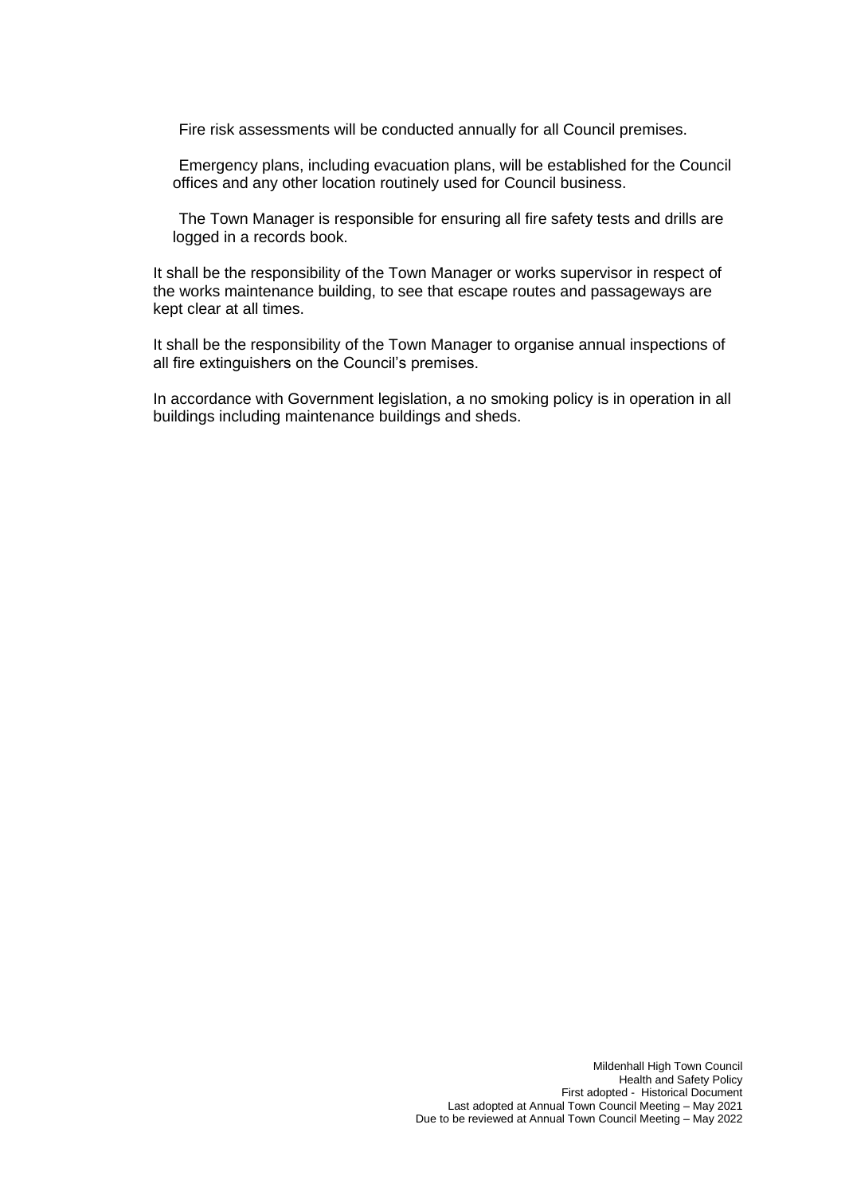Fire risk assessments will be conducted annually for all Council premises.

Emergency plans, including evacuation plans, will be established for the Council offices and any other location routinely used for Council business.

The Town Manager is responsible for ensuring all fire safety tests and drills are logged in a records book.

It shall be the responsibility of the Town Manager or works supervisor in respect of the works maintenance building, to see that escape routes and passageways are kept clear at all times.

It shall be the responsibility of the Town Manager to organise annual inspections of all fire extinguishers on the Council's premises.

In accordance with Government legislation, a no smoking policy is in operation in all buildings including maintenance buildings and sheds.